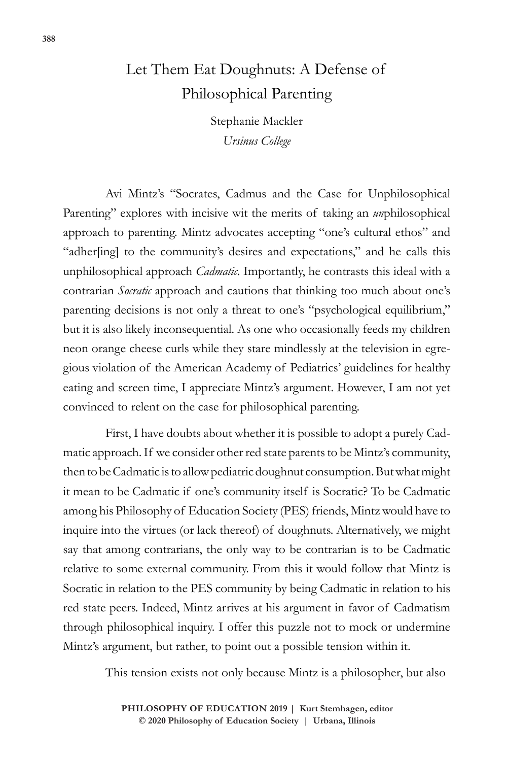# Let Them Eat Doughnuts: A Defense of Philosophical Parenting

Stephanie Mackler
*Ursinus College*

Avi Mintz's "Socrates, Cadmus and the Case for Unphilosophical Parenting" explores with incisive wit the merits of taking an *un*philosophical approach to parenting. Mintz advocates accepting "one's cultural ethos" and "adher[ing] to the community's desires and expectations," and he calls this unphilosophical approach *Cadmatic*. Importantly, he contrasts this ideal with a contrarian *Socratic* approach and cautions that thinking too much about one's parenting decisions is not only a threat to one's "psychological equilibrium," but it is also likely inconsequential. As one who occasionally feeds my children neon orange cheese curls while they stare mindlessly at the television in egregious violation of the American Academy of Pediatrics' guidelines for healthy eating and screen time, I appreciate Mintz's argument. However, I am not yet convinced to relent on the case for philosophical parenting.

First, I have doubts about whether it is possible to adopt a purely Cadmatic approach. If we consider other red state parents to be Mintz's community, then to be Cadmatic is to allow pediatric doughnut consumption. But what might it mean to be Cadmatic if one's community itself is Socratic? To be Cadmatic among his Philosophy of Education Society (PES) friends, Mintz would have to inquire into the virtues (or lack thereof) of doughnuts. Alternatively, we might say that among contrarians, the only way to be contrarian is to be Cadmatic relative to some external community. From this it would follow that Mintz is Socratic in relation to the PES community by being Cadmatic in relation to his red state peers. Indeed, Mintz arrives at his argument in favor of Cadmatism through philosophical inquiry. I offer this puzzle not to mock or undermine Mintz's argument, but rather, to point out a possible tension within it.

This tension exists not only because Mintz is a philosopher, but also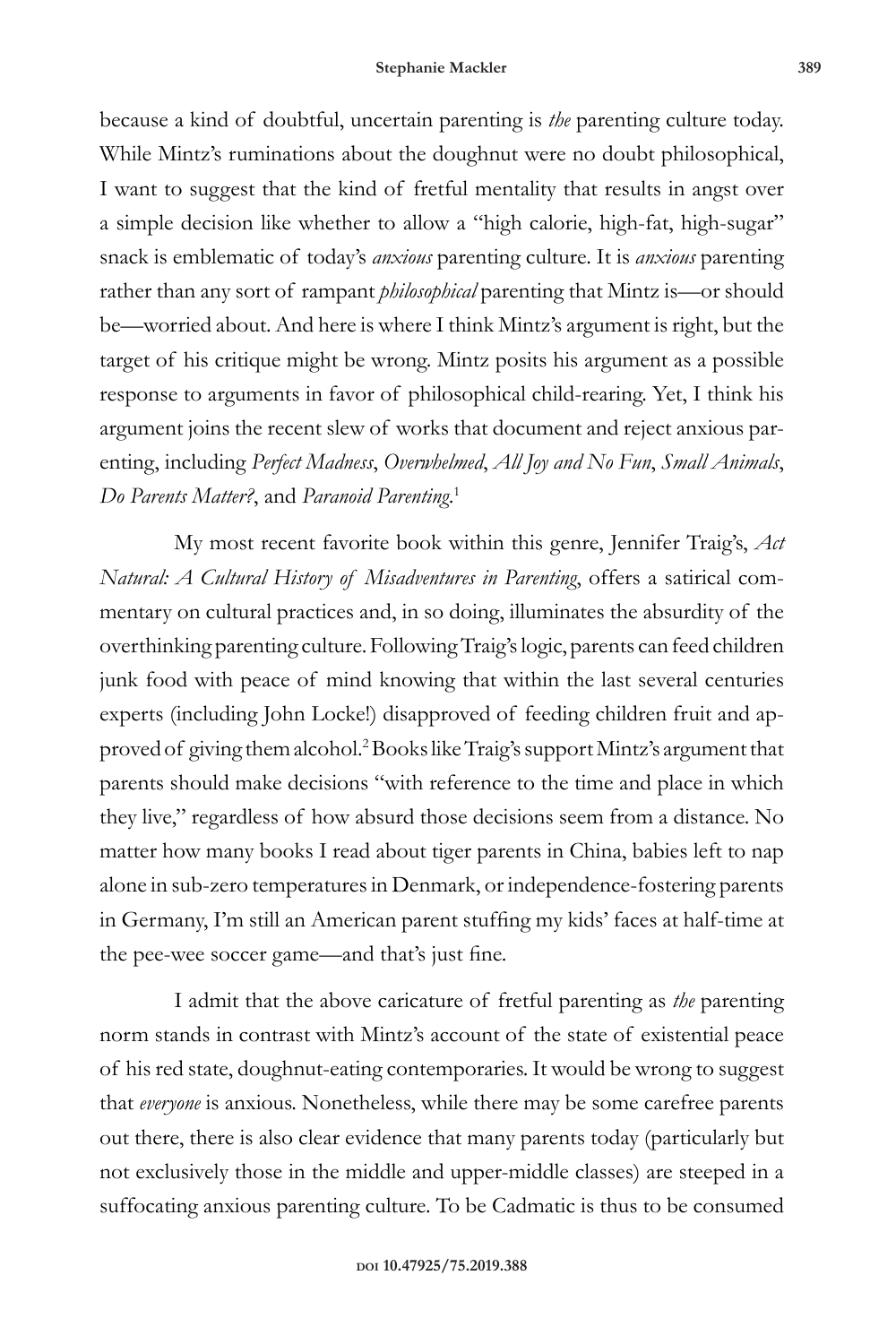because a kind of doubtful, uncertain parenting is *the* parenting culture today. While Mintz's ruminations about the doughnut were no doubt philosophical, I want to suggest that the kind of fretful mentality that results in angst over a simple decision like whether to allow a "high calorie, high-fat, high-sugar" snack is emblematic of today's *anxious* parenting culture. It is *anxious* parenting rather than any sort of rampant *philosophical* parenting that Mintz is—or should be—worried about. And here is where I think Mintz's argument is right, but the target of his critique might be wrong. Mintz posits his argument as a possible response to arguments in favor of philosophical child-rearing. Yet, I think his argument joins the recent slew of works that document and reject anxious parenting, including *Perfect Madness*, *Overwhelmed*, *All Joy and No Fun*, *Small Animals*, *Do Parents Matter?*, and *Paranoid Parenting*.[1]

My most recent favorite book within this genre, Jennifer Traig's, *Act Natural: A Cultural History of Misadventures in Parenting*, offers a satirical commentary on cultural practices and, in so doing, illuminates the absurdity of the overthinking parenting culture. Following Traig's logic, parents can feed children junk food with peace of mind knowing that within the last several centuries experts (including John Locke!) disapproved of feeding children fruit and approved of giving them alcohol.[2] Books like Traig's support Mintz's argument that parents should make decisions "with reference to the time and place in which they live," regardless of how absurd those decisions seem from a distance. No matter how many books I read about tiger parents in China, babies left to nap alone in sub-zero temperatures in Denmark, or independence-fostering parents in Germany, I'm still an American parent stuffing my kids' faces at half-time at the pee-wee soccer game—and that's just fine.

I admit that the above caricature of fretful parenting as *the* parenting norm stands in contrast with Mintz's account of the state of existential peace of his red state, doughnut-eating contemporaries. It would be wrong to suggest that *everyone* is anxious. Nonetheless, while there may be some carefree parents out there, there is also clear evidence that many parents today (particularly but not exclusively those in the middle and upper-middle classes) are steeped in a suffocating anxious parenting culture. To be Cadmatic is thus to be consumed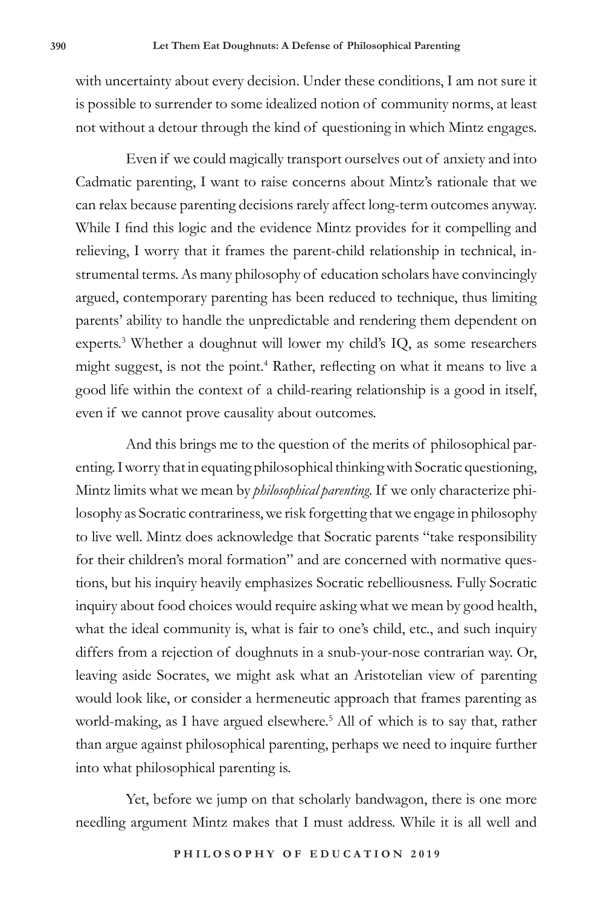with uncertainty about every decision. Under these conditions, I am not sure it is possible to surrender to some idealized notion of community norms, at least not without a detour through the kind of questioning in which Mintz engages.

Even if we could magically transport ourselves out of anxiety and into Cadmatic parenting, I want to raise concerns about Mintz's rationale that we can relax because parenting decisions rarely affect long-term outcomes anyway. While I find this logic and the evidence Mintz provides for it compelling and relieving, I worry that it frames the parent-child relationship in technical, instrumental terms. As many philosophy of education scholars have convincingly argued, contemporary parenting has been reduced to technique, thus limiting parents' ability to handle the unpredictable and rendering them dependent on experts.[3] Whether a doughnut will lower my child's IQ, as some researchers might suggest, is not the point.[4] Rather, reflecting on what it means to live a good life within the context of a child-rearing relationship is a good in itself, even if we cannot prove causality about outcomes.

And this brings me to the question of the merits of philosophical parenting. I worry that in equating philosophical thinking with Socratic questioning, Mintz limits what we mean by *philosophical parenting*. If we only characterize philosophy as Socratic contrariness, we risk forgetting that we engage in philosophy to live well. Mintz does acknowledge that Socratic parents "take responsibility for their children's moral formation" and are concerned with normative questions, but his inquiry heavily emphasizes Socratic rebelliousness. Fully Socratic inquiry about food choices would require asking what we mean by good health, what the ideal community is, what is fair to one's child, etc., and such inquiry differs from a rejection of doughnuts in a snub-your-nose contrarian way. Or, leaving aside Socrates, we might ask what an Aristotelian view of parenting would look like, or consider a hermeneutic approach that frames parenting as world-making, as I have argued elsewhere.[5] All of which is to say that, rather than argue against philosophical parenting, perhaps we need to inquire further into what philosophical parenting is.

Yet, before we jump on that scholarly bandwagon, there is one more needling argument Mintz makes that I must address. While it is all well and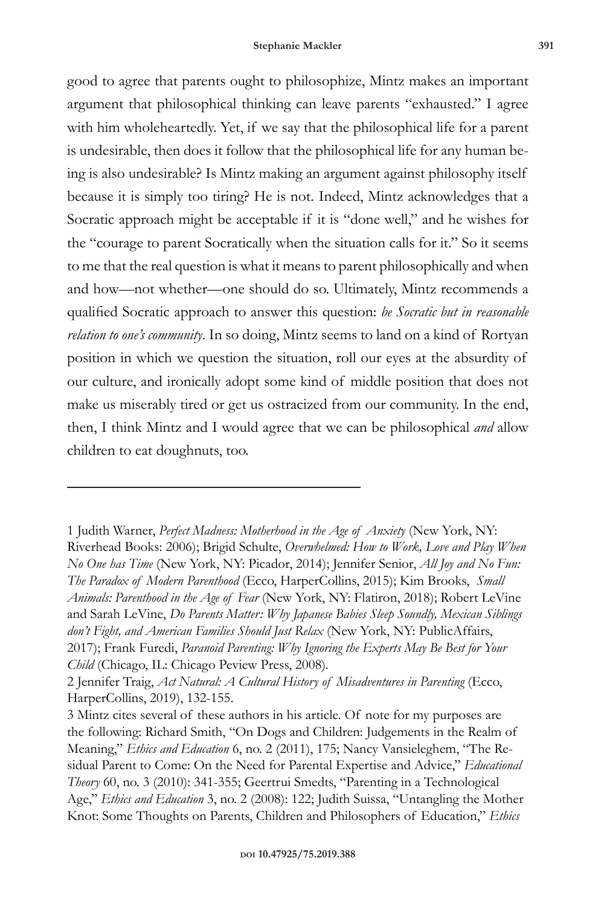good to agree that parents ought to philosophize, Mintz makes an important argument that philosophical thinking can leave parents "exhausted." I agree with him wholeheartedly. Yet, if we say that the philosophical life for a parent is undesirable, then does it follow that the philosophical life for any human being is also undesirable? Is Mintz making an argument against philosophy itself because it is simply too tiring? He is not. Indeed, Mintz acknowledges that a Socratic approach might be acceptable if it is "done well," and he wishes for the "courage to parent Socratically when the situation calls for it." So it seems to me that the real question is what it means to parent philosophically and when and how—not whether—one should do so. Ultimately, Mintz recommends a qualified Socratic approach to answer this question: *be Socratic but in reasonable relation to one's community*. In so doing, Mintz seems to land on a kind of Rortyan position in which we question the situation, roll our eyes at the absurdity of our culture, and ironically adopt some kind of middle position that does not make us miserably tired or get us ostracized from our community. In the end, then, I think Mintz and I would agree that we can be philosophical *and* allow children to eat doughnuts, too.

---

1 Judith Warner, *Perfect Madness: Motherhood in the Age of Anxiety* (New York, NY: Riverhead Books: 2006); Brigid Schulte, *Overwhelmed: How to Work, Love and Play When No One has Time* (New York, NY: Picador, 2014); Jennifer Senior, *All Joy and No Fun: The Paradox of Modern Parenthood* (Ecco, HarperCollins, 2015); Kim Brooks, *Small Animals: Parenthood in the Age of Fear* (New York, NY: Flatiron, 2018); Robert LeVine and Sarah LeVine, *Do Parents Matter: Why Japanese Babies Sleep Soundly, Mexican Siblings don't Fight, and American Families Should Just Relax* (New York, NY: PublicAffairs, 2017); Frank Furedi, *Paranoid Parenting: Why Ignoring the Experts May Be Best for Your Child* (Chicago, IL: Chicago Peview Press, 2008).

2 Jennifer Traig, *Act Natural: A Cultural History of Misadventures in Parenting* (Ecco, HarperCollins, 2019), 132-155.

3 Mintz cites several of these authors in his article. Of note for my purposes are the following: Richard Smith, "On Dogs and Children: Judgements in the Realm of Meaning," *Ethics and Education* 6, no. 2 (2011), 175; Nancy Vansieleghem, "The Residual Parent to Come: On the Need for Parental Expertise and Advice," *Educational Theory* 60, no. 3 (2010): 341-355; Geertrui Smedts, "Parenting in a Technological Age," *Ethics and Education* 3, no. 2 (2008): 122; Judith Suissa, "Untangling the Mother Knot: Some Thoughts on Parents, Children and Philosophers of Education," *Ethics*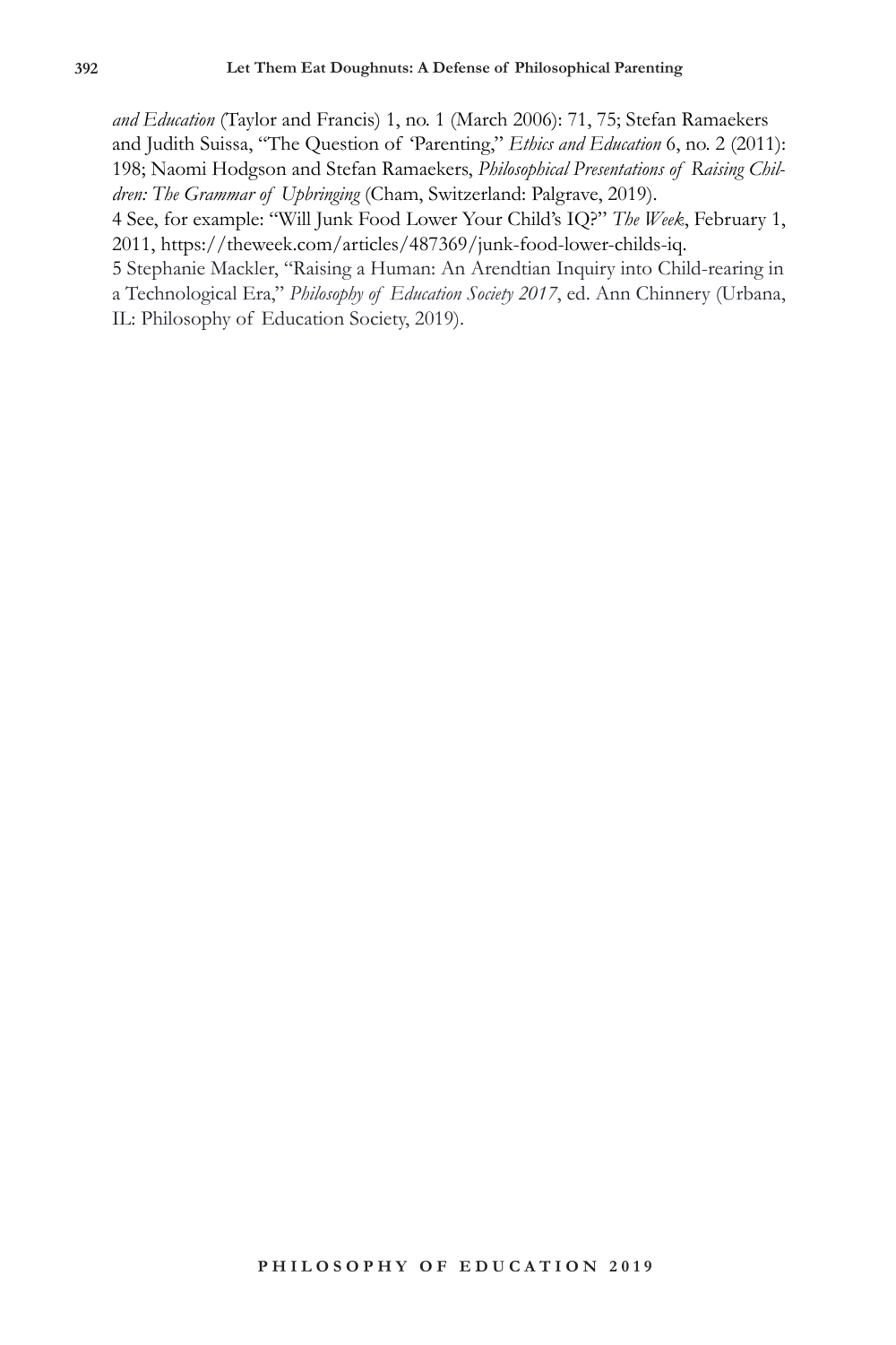*and Education* (Taylor and Francis) 1, no. 1 (March 2006): 71, 75; Stefan Ramaekers and Judith Suissa, "The Question of 'Parenting," *Ethics and Education* 6, no. 2 (2011): 198; Naomi Hodgson and Stefan Ramaekers, *Philosophical Presentations of Raising Children: The Grammar of Upbringing* (Cham, Switzerland: Palgrave, 2019).

4 See, for example: "Will Junk Food Lower Your Child's IQ?" *The Week*, February 1, 2011, https://theweek.com/articles/487369/junk-food-lower-childs-iq.

5 Stephanie Mackler, "Raising a Human: An Arendtian Inquiry into Child-rearing in a Technological Era," *Philosophy of Education Society 2017*, ed. Ann Chinnery (Urbana, IL: Philosophy of Education Society, 2019).